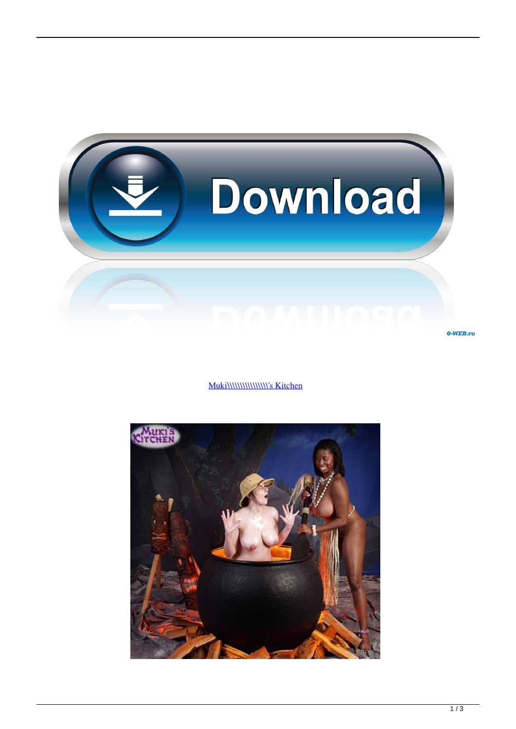Muki\\\\\\\\\\\\\\\\\\'s Kitchen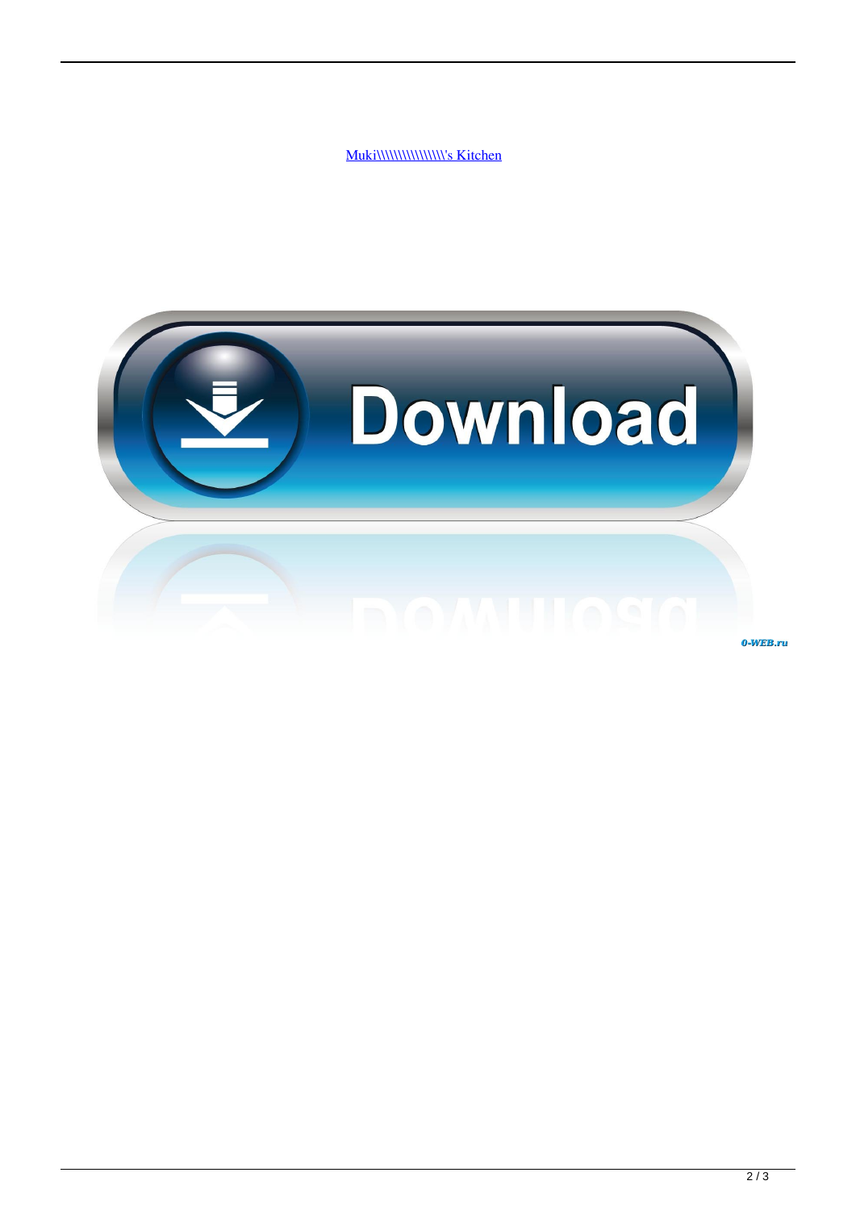Muki\\\\\\\\\\\\\\\\'s Kitchen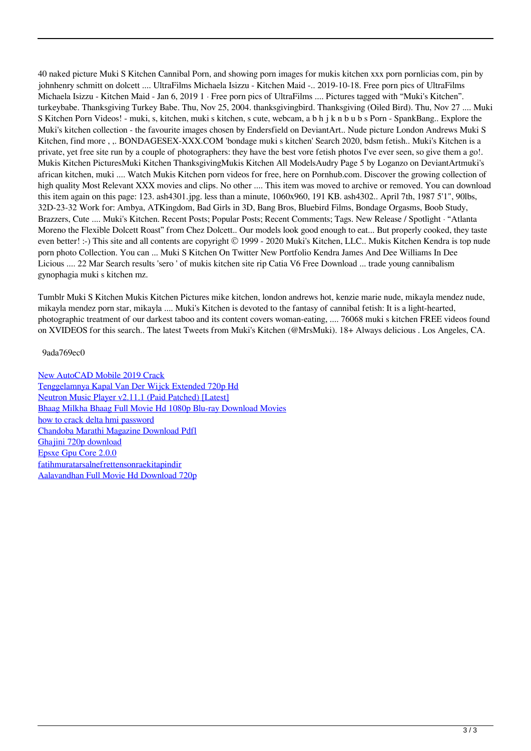40 naked picture Muki S Kitchen Cannibal Porn, and showing porn images for mukis kitchen xxx porn pornlicias com, pin by johnhenry schmitt on dolcett .... UltraFilms Michaela Isizzu - Kitchen Maid -.. 2019-10-18. Free porn pics of UltraFilms Michaela Isizzu - Kitchen Maid - Jan 6, 2019 1 · Free porn pics of UltraFilms .... Pictures tagged with "Muki's Kitchen". turkeybabe. Thanksgiving Turkey Babe. Thu, Nov 25, 2004. thanksgivingbird. Thanksgiving (Oiled Bird). Thu, Nov 27 .... Muki S Kitchen Porn Videos! - muki, s, kitchen, muki s kitchen, s cute, webcam, a b h j k n b u b s Porn - SpankBang.. Explore the Muki's kitchen collection - the favourite images chosen by Endersfield on DeviantArt.. Nude picture London Andrews Muki S Kitchen, find more , ,. BONDAGESEX-XXX.COM 'bondage muki s kitchen' Search 2020, bdsm fetish.. Muki's Kitchen is a private, yet free site run by a couple of photographers: they have the best vore fetish photos I've ever seen, so give them a go!. Mukis Kitchen PicturesMuki Kitchen ThanksgivingMukis Kitchen All ModelsAudry Page 5 by Loganzo on DeviantArtmuki's african kitchen, muki .... Watch Mukis Kitchen porn videos for free, here on Pornhub.com. Discover the growing collection of high quality Most Relevant XXX movies and clips. No other .... This item was moved to archive or removed. You can download this item again on this page: 123. ash4301.jpg. less than a minute, 1060x960, 191 KB. ash4302.. April 7th, 1987 5'1", 90lbs, 32D-23-32 Work for: Ambya, ATKingdom, Bad Girls in 3D, Bang Bros, Bluebird Films, Bondage Orgasms, Boob Study, Brazzers, Cute .... Muki's Kitchen. Recent Posts; Popular Posts; Recent Comments; Tags. New Release / Spotlight · "Atlanta Moreno the Flexible Dolcett Roast" from Chez Dolcett.. Our models look good enough to eat... But properly cooked, they taste even better! :-) This site and all contents are copyright © 1999 - 2020 Muki's Kitchen, LLC.. Mukis Kitchen Kendra is top nude porn photo Collection. You can ... Muki S Kitchen On Twitter New Portfolio Kendra James And Dee Williams In Dee Licious .... 22 Mar Search results 'sero ' of mukis kitchen site rip Catia V6 Free Download ... trade young cannibalism gynophagia muki s kitchen mz.

Tumblr Muki S Kitchen Mukis Kitchen Pictures mike kitchen, london andrews hot, kenzie marie nude, mikayla mendez nude, mikayla mendez porn star, mikayla .... Muki's Kitchen is devoted to the fantasy of cannibal fetish: It is a light-hearted, photographic treatment of our darkest taboo and its content covers woman-eating, .... 76068 muki s kitchen FREE videos found on XVIDEOS for this search.. The latest Tweets from Muki's Kitchen (@MrsMuki). 18+ Always delicious . Los Angeles, CA.

9ada769ec0

New AutoCAD Mobile 2019 Crack
Tenggelamnya Kapal Van Der Wijck Extended 720p Hd
Neutron Music Player v2.11.1 (Paid Patched) [Latest]
Bhaag Milkha Bhaag Full Movie Hd 1080p Blu-ray Download Movies
how to crack delta hmi password
Chandoba Marathi Magazine Download Pdfl
Ghajini 720p download
Epsxe Gpu Core 2.0.0
fatihmuratarsalnefrettensonraekitapindir
Aalavandhan Full Movie Hd Download 720p